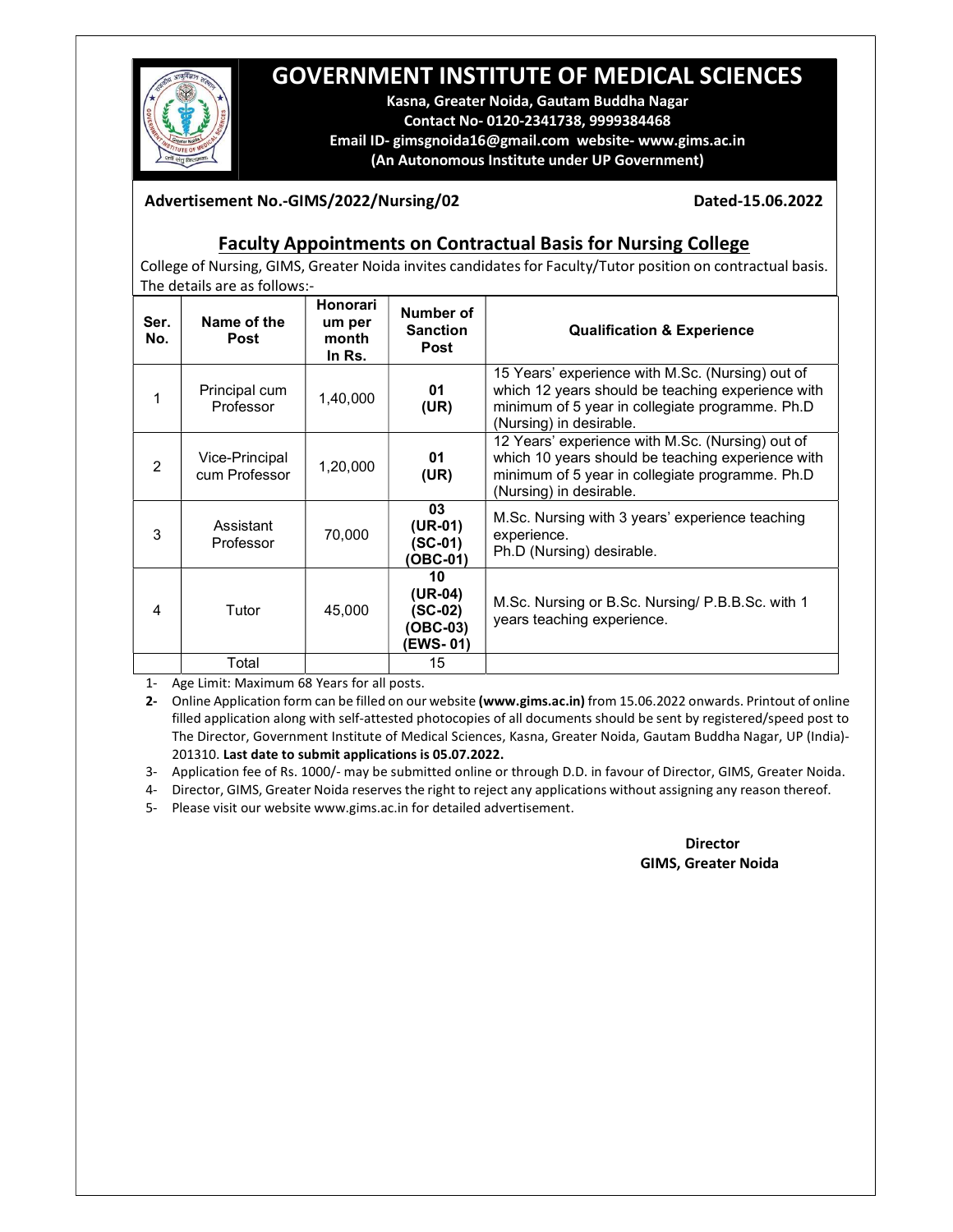# GOVERNMENT INSTITUTE OF MEDICAL SCIENCES

**Kasna, Greater Noida, Gautam Buddha Nagar**
**Contact No- 0120-2341738, 9999384468**
**Email ID- gimsgnoida16@gmail.com website- www.gims.ac.in**
**(An Autonomous Institute under UP Government)**

**Advertisement No.-GIMS/2022/Nursing/02** **Dated-15.06.2022**

## Faculty Appointments on Contractual Basis for Nursing College

College of Nursing, GIMS, Greater Noida invites candidates for Faculty/Tutor position on contractual basis. The details are as follows:-

| Ser. No. | Name of the Post | Honorarium per month In Rs. | Number of Sanction Post | Qualification & Experience |
|---|---|---|---|---|
| 1 | Principal cum Professor | 1,40,000 | **01 (UR)** | 15 Years' experience with M.Sc. (Nursing) out of which 12 years should be teaching experience with minimum of 5 year in collegiate programme. Ph.D (Nursing) in desirable. |
| 2 | Vice-Principal cum Professor | 1,20,000 | **01 (UR)** | 12 Years' experience with M.Sc. (Nursing) out of which 10 years should be teaching experience with minimum of 5 year in collegiate programme. Ph.D (Nursing) in desirable. |
| 3 | Assistant Professor | 70,000 | **03 (UR-01) (SC-01) (OBC-01)** | M.Sc. Nursing with 3 years' experience teaching experience. Ph.D (Nursing) desirable. |
| 4 | Tutor | 45,000 | **10 (UR-04) (SC-02) (OBC-03) (EWS- 01)** | M.Sc. Nursing or B.Sc. Nursing/ P.B.B.Sc. with 1 years teaching experience. |
| | Total | | 15 | |

1- Age Limit: Maximum 68 Years for all posts.

**2-** Online Application form can be filled on our website **(www.gims.ac.in)** from 15.06.2022 onwards. Printout of online filled application along with self-attested photocopies of all documents should be sent by registered/speed post to The Director, Government Institute of Medical Sciences, Kasna, Greater Noida, Gautam Buddha Nagar, UP (India)-201310. **Last date to submit applications is 05.07.2022.**

3- Application fee of Rs. 1000/- may be submitted online or through D.D. in favour of Director, GIMS, Greater Noida.

4- Director, GIMS, Greater Noida reserves the right to reject any applications without assigning any reason thereof.

5- Please visit our website www.gims.ac.in for detailed advertisement.

**Director**
**GIMS, Greater Noida**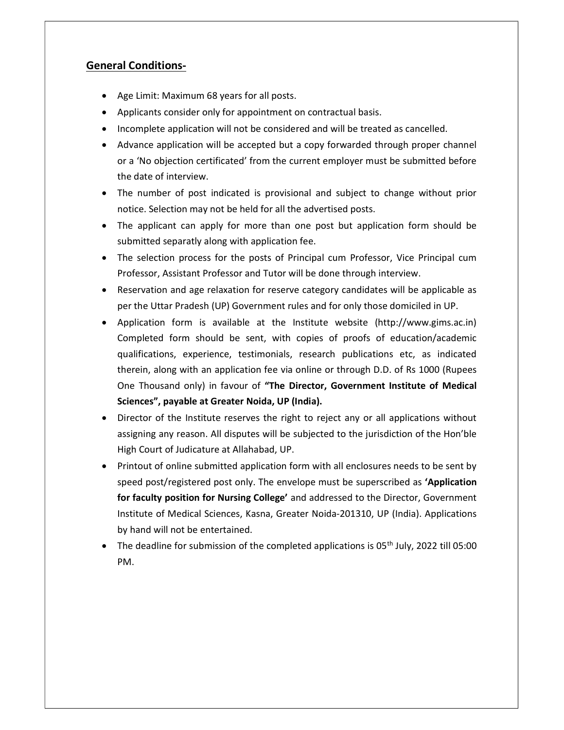## General Conditions-

- Age Limit: Maximum 68 years for all posts.
- Applicants consider only for appointment on contractual basis.
- Incomplete application will not be considered and will be treated as cancelled.
- Advance application will be accepted but a copy forwarded through proper channel or a 'No objection certificated' from the current employer must be submitted before the date of interview.
- The number of post indicated is provisional and subject to change without prior notice. Selection may not be held for all the advertised posts.
- The applicant can apply for more than one post but application form should be submitted separatly along with application fee.
- The selection process for the posts of Principal cum Professor, Vice Principal cum Professor, Assistant Professor and Tutor will be done through interview.
- Reservation and age relaxation for reserve category candidates will be applicable as per the Uttar Pradesh (UP) Government rules and for only those domiciled in UP.
- Application form is available at the Institute website (http://www.gims.ac.in) Completed form should be sent, with copies of proofs of education/academic qualifications, experience, testimonials, research publications etc, as indicated therein, along with an application fee via online or through D.D. of Rs 1000 (Rupees One Thousand only) in favour of **"The Director, Government Institute of Medical Sciences", payable at Greater Noida, UP (India).**
- Director of the Institute reserves the right to reject any or all applications without assigning any reason. All disputes will be subjected to the jurisdiction of the Hon'ble High Court of Judicature at Allahabad, UP.
- Printout of online submitted application form with all enclosures needs to be sent by speed post/registered post only. The envelope must be superscribed as **'Application for faculty position for Nursing College'** and addressed to the Director, Government Institute of Medical Sciences, Kasna, Greater Noida-201310, UP (India). Applications by hand will not be entertained.
- The deadline for submission of the completed applications is 05th July, 2022 till 05:00 PM.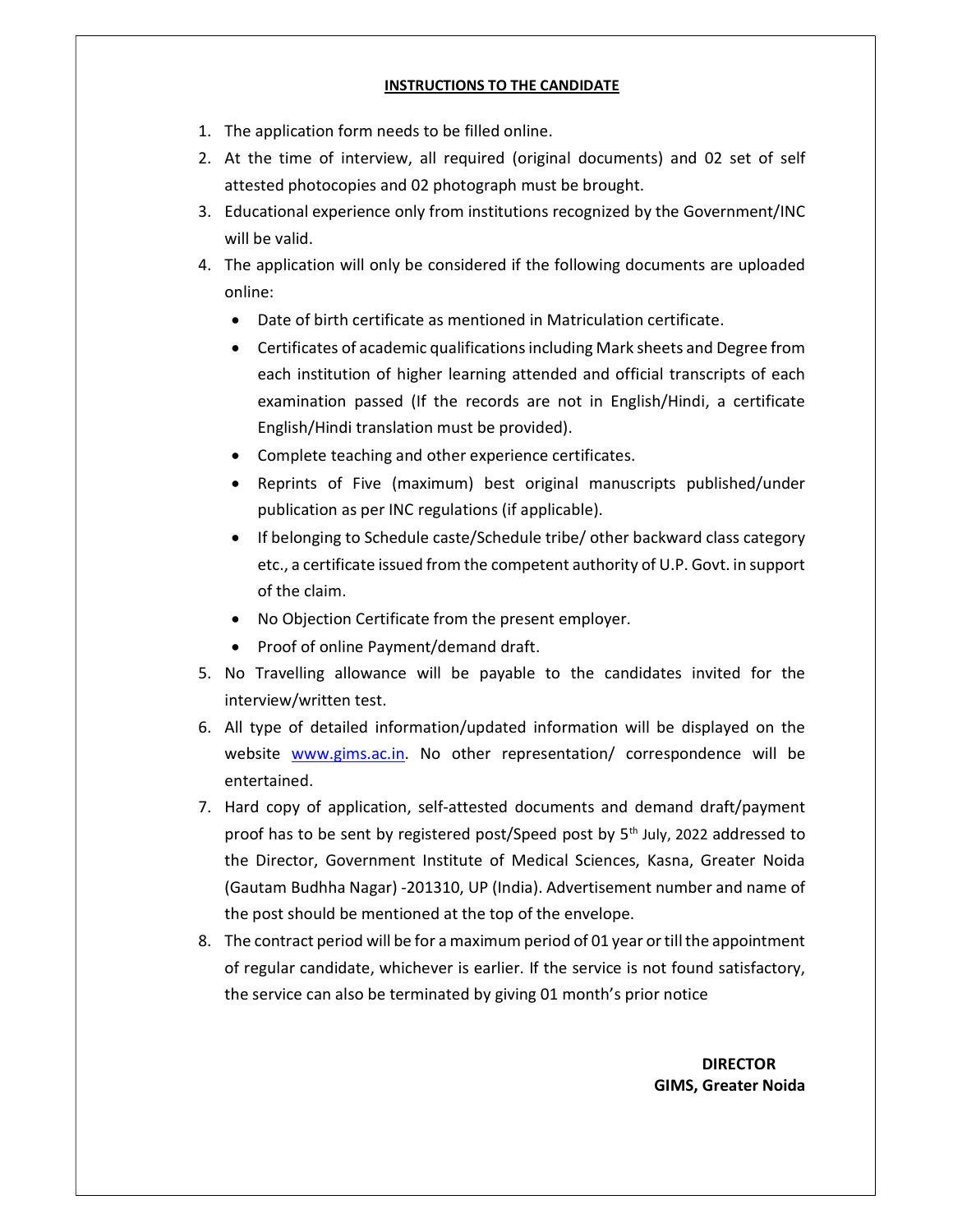**INSTRUCTIONS TO THE CANDIDATE**

1. The application form needs to be filled online.
2. At the time of interview, all required (original documents) and 02 set of self attested photocopies and 02 photograph must be brought.
3. Educational experience only from institutions recognized by the Government/INC will be valid.
4. The application will only be considered if the following documents are uploaded online:
   - Date of birth certificate as mentioned in Matriculation certificate.
   - Certificates of academic qualifications including Mark sheets and Degree from each institution of higher learning attended and official transcripts of each examination passed (If the records are not in English/Hindi, a certificate English/Hindi translation must be provided).
   - Complete teaching and other experience certificates.
   - Reprints of Five (maximum) best original manuscripts published/under publication as per INC regulations (if applicable).
   - If belonging to Schedule caste/Schedule tribe/ other backward class category etc., a certificate issued from the competent authority of U.P. Govt. in support of the claim.
   - No Objection Certificate from the present employer.
   - Proof of online Payment/demand draft.
5. No Travelling allowance will be payable to the candidates invited for the interview/written test.
6. All type of detailed information/updated information will be displayed on the website www.gims.ac.in. No other representation/ correspondence will be entertained.
7. Hard copy of application, self-attested documents and demand draft/payment proof has to be sent by registered post/Speed post by 5th July, 2022 addressed to the Director, Government Institute of Medical Sciences, Kasna, Greater Noida (Gautam Budhha Nagar) -201310, UP (India). Advertisement number and name of the post should be mentioned at the top of the envelope.
8. The contract period will be for a maximum period of 01 year or till the appointment of regular candidate, whichever is earlier. If the service is not found satisfactory, the service can also be terminated by giving 01 month's prior notice

**DIRECTOR**
**GIMS, Greater Noida**